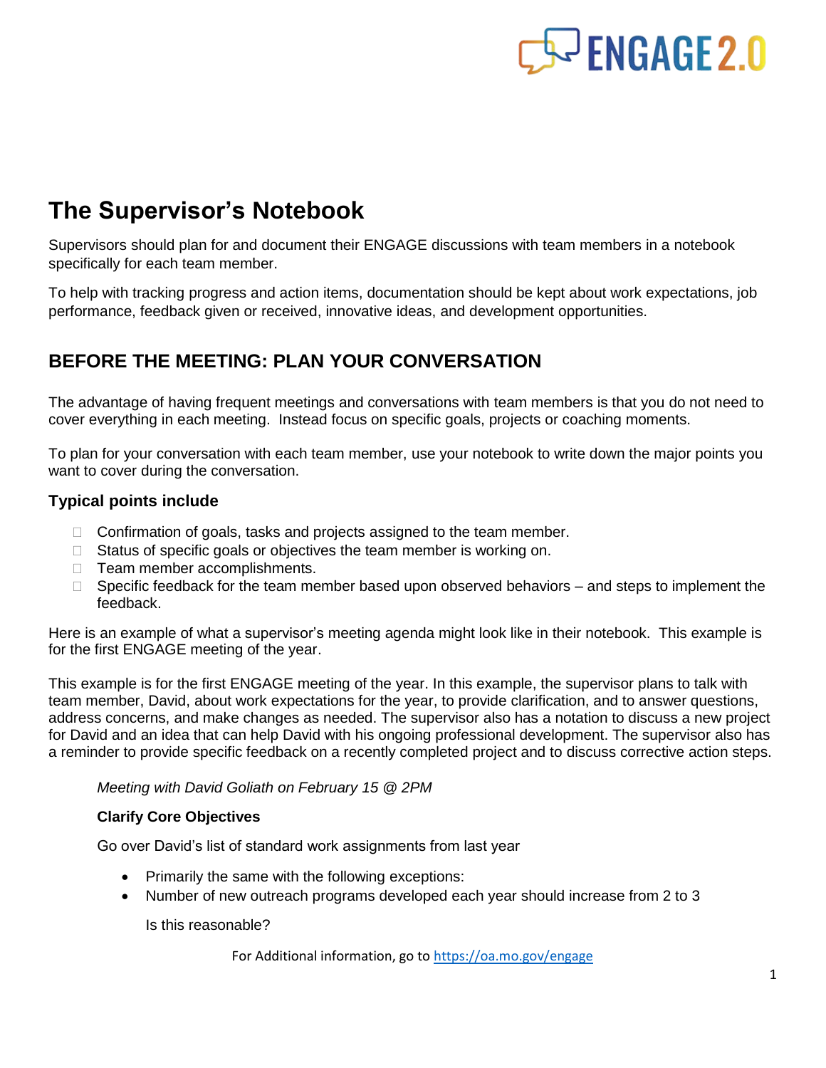# The Supervisor's Notebook

Supervisors should plan for and document their ENGAGE discussions with team members in a notebook specifically for each team member.

To help with tracking progress and action items, documentation should be kept about work expectations, job performance, feedback given or received, innovative ideas, and development opportunities.

## BEFORE THE MEETING: PLAN YOUR CONVERSATION

The advantage of having frequent meetings and conversations with team members is that you do not need to cover everything in each meeting. Instead focus on specific goals, projects or coaching moments.

To plan for your conversation with each team member, use your notebook to write down the major points you want to cover during the conversation.

### Typical points include

- Confirmation of goals, tasks and projects assigned to the team member.
- Status of specific goals or objectives the team member is working on.
- Team member accomplishments.
- Specific feedback for the team member based upon observed behaviors – and steps to implement the feedback.

Here is an example of what a supervisor's meeting agenda might look like in their notebook. This example is for the first ENGAGE meeting of the year.

This example is for the first ENGAGE meeting of the year. In this example, the supervisor plans to talk with team member, David, about work expectations for the year, to provide clarification, and to answer questions, address concerns, and make changes as needed. The supervisor also has a notation to discuss a new project for David and an idea that can help David with his ongoing professional development. The supervisor also has a reminder to provide specific feedback on a recently completed project and to discuss corrective action steps.

*Meeting with David Goliath on February 15 @ 2PM*

**Clarify Core Objectives**

Go over David's list of standard work assignments from last year

- Primarily the same with the following exceptions:
- Number of new outreach programs developed each year should increase from 2 to 3

  Is this reasonable?

For Additional information, go to https://oa.mo.gov/engage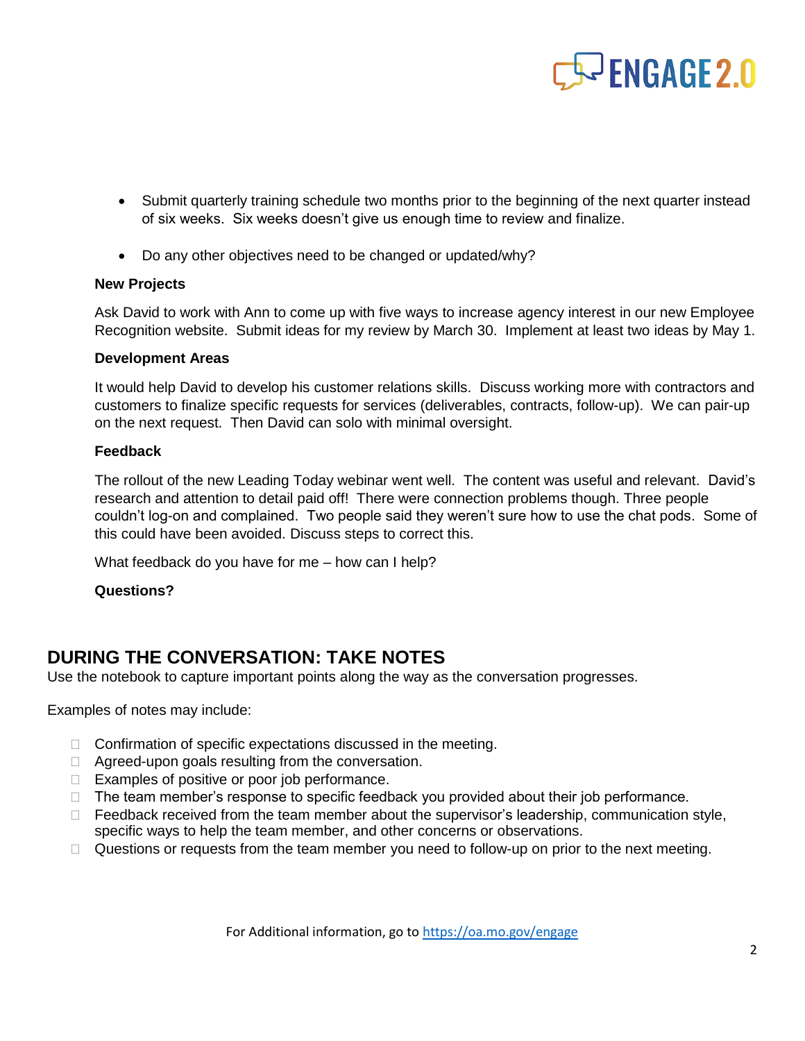- Submit quarterly training schedule two months prior to the beginning of the next quarter instead of six weeks. Six weeks doesn't give us enough time to review and finalize.

- Do any other objectives need to be changed or updated/why?

**New Projects**

Ask David to work with Ann to come up with five ways to increase agency interest in our new Employee Recognition website. Submit ideas for my review by March 30. Implement at least two ideas by May 1.

**Development Areas**

It would help David to develop his customer relations skills. Discuss working more with contractors and customers to finalize specific requests for services (deliverables, contracts, follow-up). We can pair-up on the next request. Then David can solo with minimal oversight.

**Feedback**

The rollout of the new Leading Today webinar went well. The content was useful and relevant. David's research and attention to detail paid off! There were connection problems though. Three people couldn't log-on and complained. Two people said they weren't sure how to use the chat pods. Some of this could have been avoided. Discuss steps to correct this.

What feedback do you have for me – how can I help?

**Questions?**

## DURING THE CONVERSATION: TAKE NOTES

Use the notebook to capture important points along the way as the conversation progresses.

Examples of notes may include:

- Confirmation of specific expectations discussed in the meeting.
- Agreed-upon goals resulting from the conversation.
- Examples of positive or poor job performance.
- The team member's response to specific feedback you provided about their job performance.
- Feedback received from the team member about the supervisor's leadership, communication style, specific ways to help the team member, and other concerns or observations.
- Questions or requests from the team member you need to follow-up on prior to the next meeting.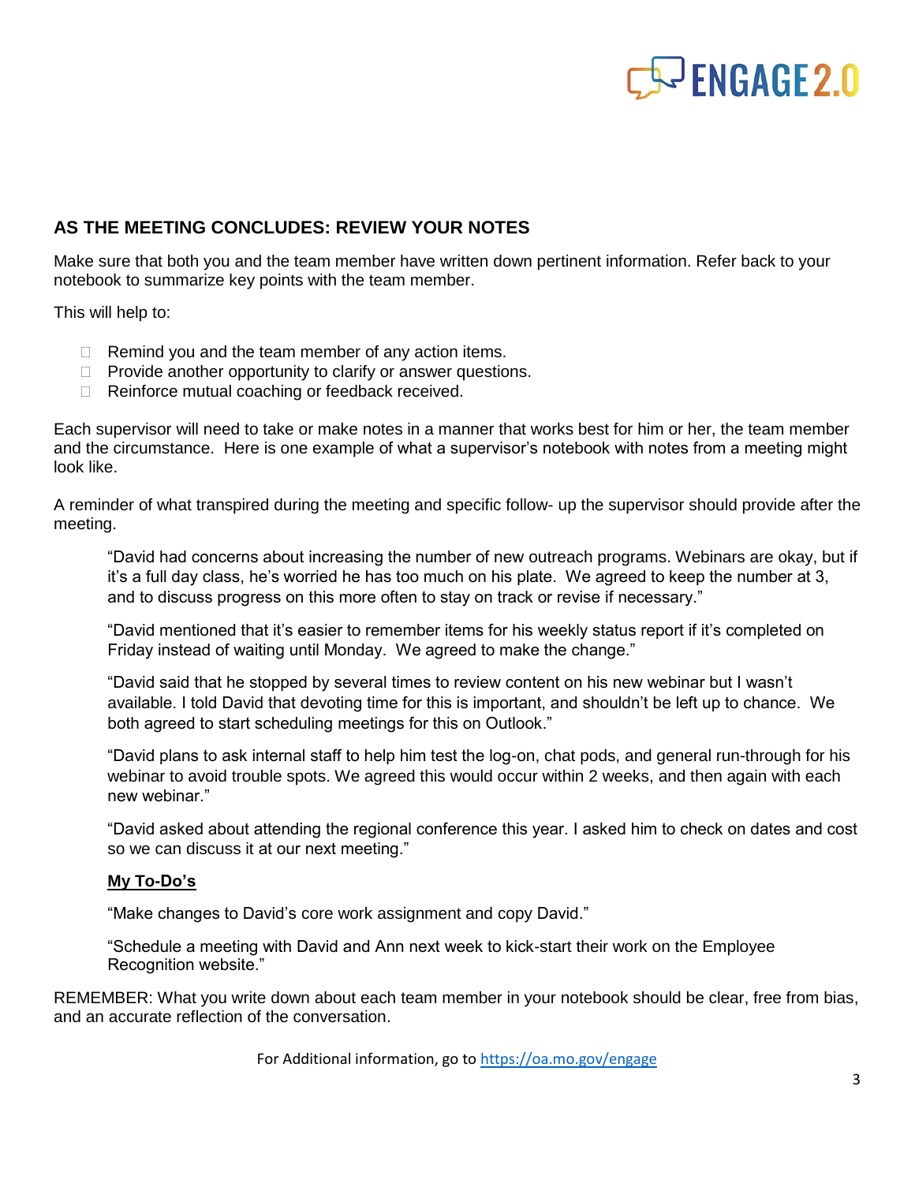## AS THE MEETING CONCLUDES: REVIEW YOUR NOTES

Make sure that both you and the team member have written down pertinent information. Refer back to your notebook to summarize key points with the team member.

This will help to:

- Remind you and the team member of any action items.
- Provide another opportunity to clarify or answer questions.
- Reinforce mutual coaching or feedback received.

Each supervisor will need to take or make notes in a manner that works best for him or her, the team member and the circumstance. Here is one example of what a supervisor's notebook with notes from a meeting might look like.

A reminder of what transpired during the meeting and specific follow- up the supervisor should provide after the meeting.

> "David had concerns about increasing the number of new outreach programs. Webinars are okay, but if it's a full day class, he's worried he has too much on his plate. We agreed to keep the number at 3, and to discuss progress on this more often to stay on track or revise if necessary."
>
> "David mentioned that it's easier to remember items for his weekly status report if it's completed on Friday instead of waiting until Monday. We agreed to make the change."
>
> "David said that he stopped by several times to review content on his new webinar but I wasn't available. I told David that devoting time for this is important, and shouldn't be left up to chance. We both agreed to start scheduling meetings for this on Outlook."
>
> "David plans to ask internal staff to help him test the log-on, chat pods, and general run-through for his webinar to avoid trouble spots. We agreed this would occur within 2 weeks, and then again with each new webinar."
>
> "David asked about attending the regional conference this year. I asked him to check on dates and cost so we can discuss it at our next meeting."
>
> **<u>My To-Do's</u>**
>
> "Make changes to David's core work assignment and copy David."
>
> "Schedule a meeting with David and Ann next week to kick-start their work on the Employee Recognition website."

REMEMBER: What you write down about each team member in your notebook should be clear, free from bias, and an accurate reflection of the conversation.

For Additional information, go to https://oa.mo.gov/engage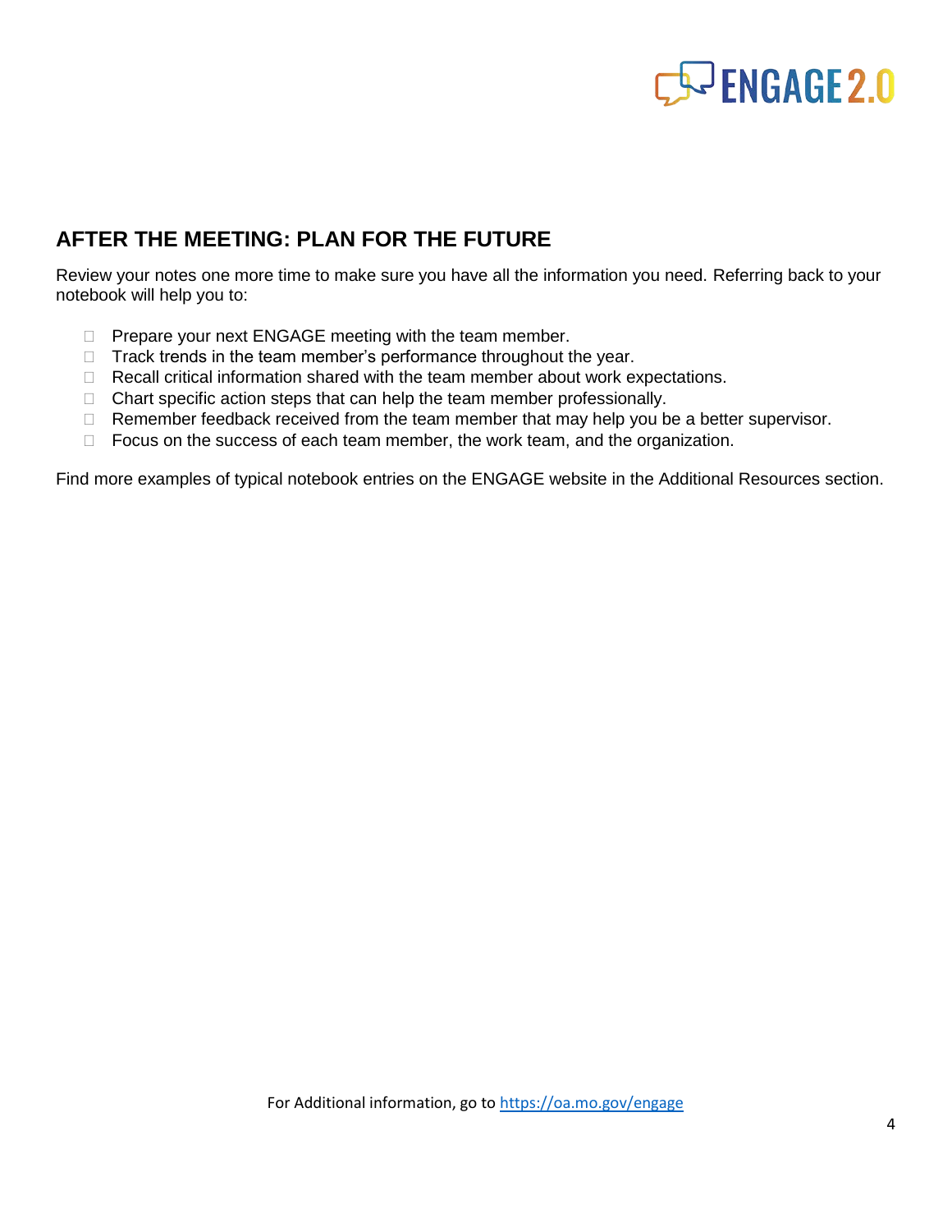## AFTER THE MEETING: PLAN FOR THE FUTURE

Review your notes one more time to make sure you have all the information you need. Referring back to your notebook will help you to:

- Prepare your next ENGAGE meeting with the team member.
- Track trends in the team member's performance throughout the year.
- Recall critical information shared with the team member about work expectations.
- Chart specific action steps that can help the team member professionally.
- Remember feedback received from the team member that may help you be a better supervisor.
- Focus on the success of each team member, the work team, and the organization.

Find more examples of typical notebook entries on the ENGAGE website in the Additional Resources section.